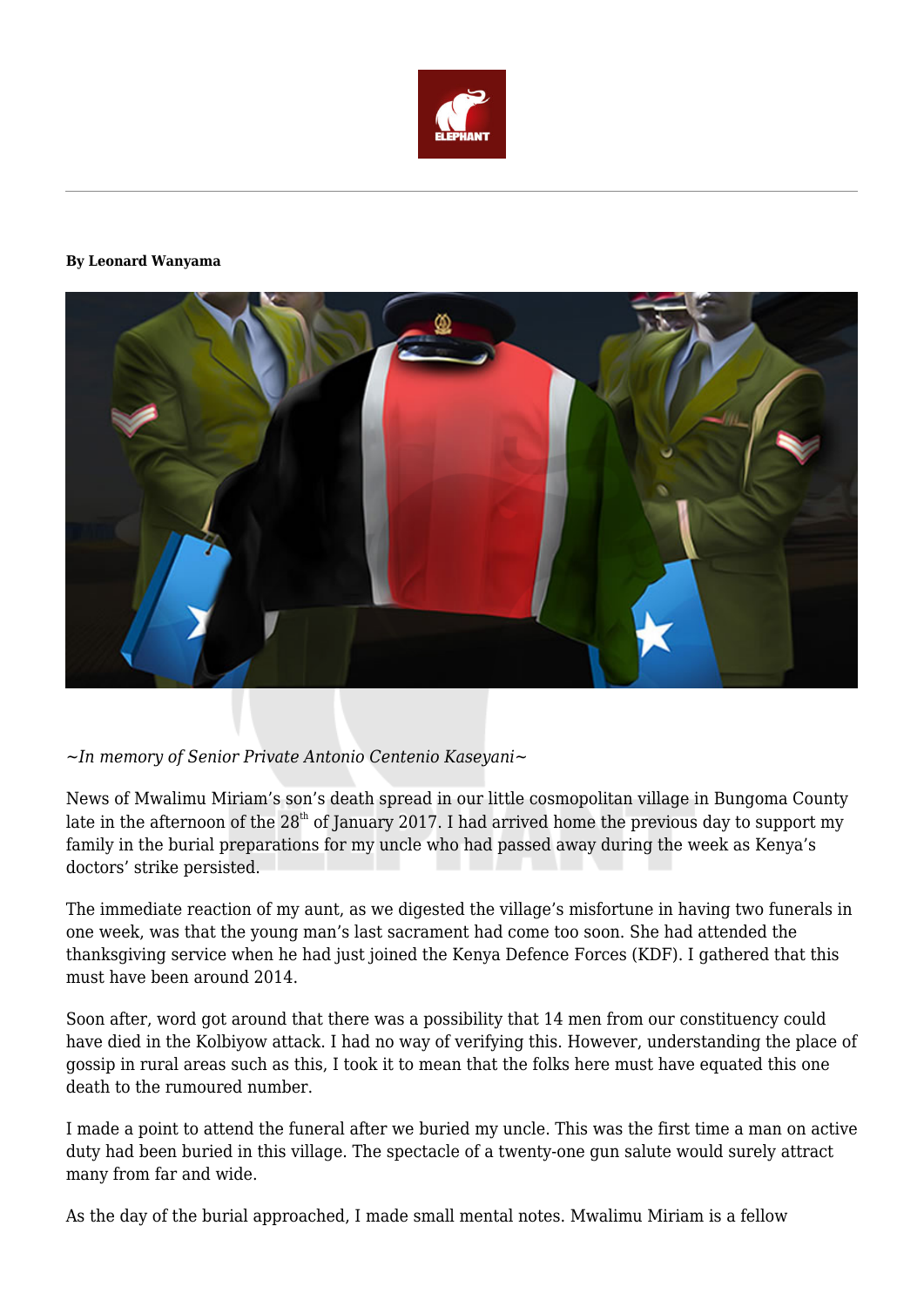**By Leonard Wanyama**

*~In memory of Senior Private Antonio Centenio Kaseyani~*

News of Mwalimu Miriam's son's death spread in our little cosmopolitan village in Bungoma County late in the afternoon of the 28th of January 2017. I had arrived home the previous day to support my family in the burial preparations for my uncle who had passed away during the week as Kenya's doctors' strike persisted.

The immediate reaction of my aunt, as we digested the village's misfortune in having two funerals in one week, was that the young man's last sacrament had come too soon. She had attended the thanksgiving service when he had just joined the Kenya Defence Forces (KDF). I gathered that this must have been around 2014.

Soon after, word got around that there was a possibility that 14 men from our constituency could have died in the Kolbiyow attack. I had no way of verifying this. However, understanding the place of gossip in rural areas such as this, I took it to mean that the folks here must have equated this one death to the rumoured number.

I made a point to attend the funeral after we buried my uncle. This was the first time a man on active duty had been buried in this village. The spectacle of a twenty-one gun salute would surely attract many from far and wide.

As the day of the burial approached, I made small mental notes. Mwalimu Miriam is a fellow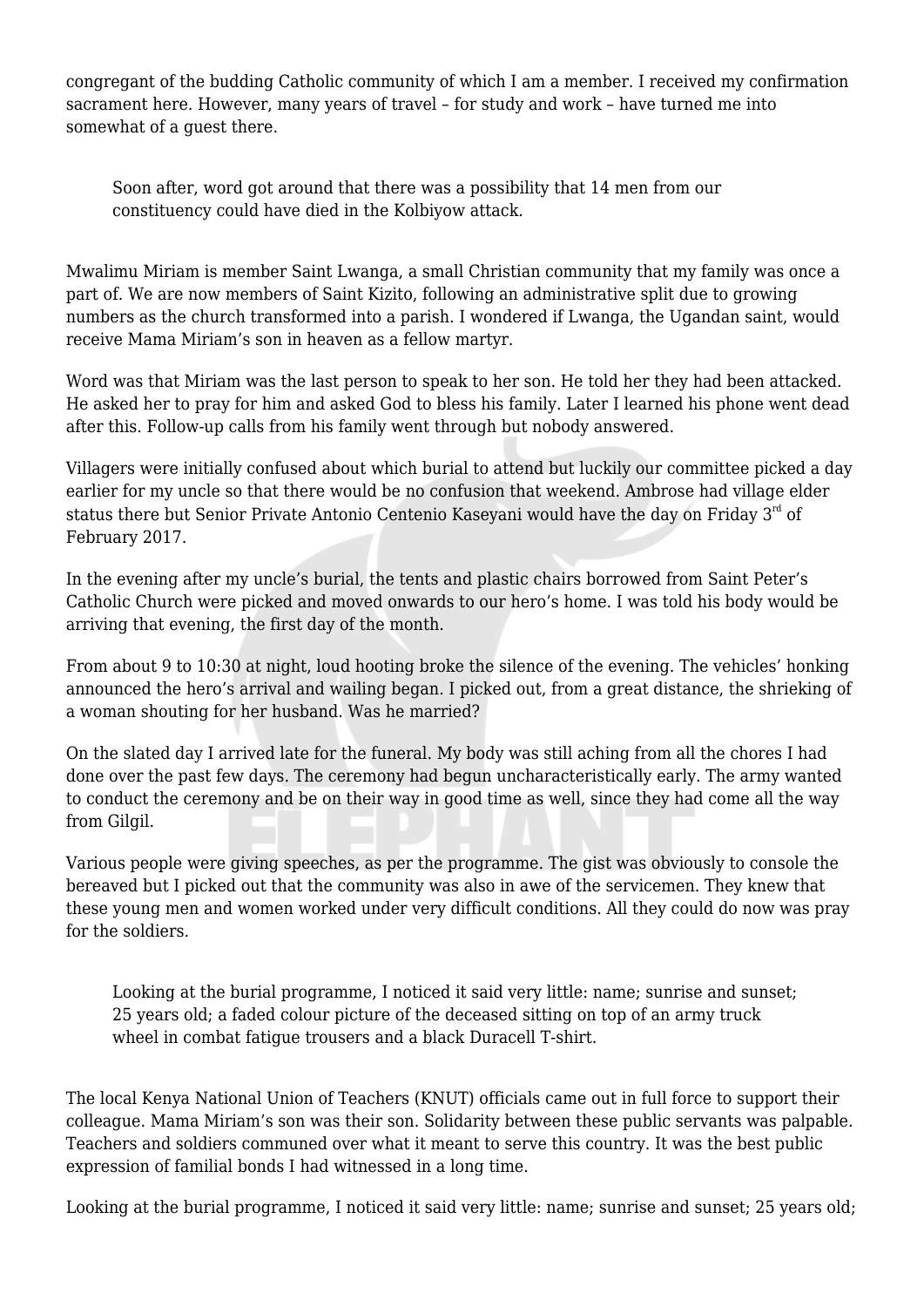congregant of the budding Catholic community of which I am a member. I received my confirmation sacrament here. However, many years of travel – for study and work – have turned me into somewhat of a guest there.

> Soon after, word got around that there was a possibility that 14 men from our constituency could have died in the Kolbiyow attack.

Mwalimu Miriam is member Saint Lwanga, a small Christian community that my family was once a part of. We are now members of Saint Kizito, following an administrative split due to growing numbers as the church transformed into a parish. I wondered if Lwanga, the Ugandan saint, would receive Mama Miriam's son in heaven as a fellow martyr.

Word was that Miriam was the last person to speak to her son. He told her they had been attacked. He asked her to pray for him and asked God to bless his family. Later I learned his phone went dead after this. Follow-up calls from his family went through but nobody answered.

Villagers were initially confused about which burial to attend but luckily our committee picked a day earlier for my uncle so that there would be no confusion that weekend. Ambrose had village elder status there but Senior Private Antonio Centenio Kaseyani would have the day on Friday 3rd of February 2017.

In the evening after my uncle's burial, the tents and plastic chairs borrowed from Saint Peter's Catholic Church were picked and moved onwards to our hero's home. I was told his body would be arriving that evening, the first day of the month.

From about 9 to 10:30 at night, loud hooting broke the silence of the evening. The vehicles' honking announced the hero's arrival and wailing began. I picked out, from a great distance, the shrieking of a woman shouting for her husband. Was he married?

On the slated day I arrived late for the funeral. My body was still aching from all the chores I had done over the past few days. The ceremony had begun uncharacteristically early. The army wanted to conduct the ceremony and be on their way in good time as well, since they had come all the way from Gilgil.

Various people were giving speeches, as per the programme. The gist was obviously to console the bereaved but I picked out that the community was also in awe of the servicemen. They knew that these young men and women worked under very difficult conditions. All they could do now was pray for the soldiers.

> Looking at the burial programme, I noticed it said very little: name; sunrise and sunset; 25 years old; a faded colour picture of the deceased sitting on top of an army truck wheel in combat fatigue trousers and a black Duracell T-shirt.

The local Kenya National Union of Teachers (KNUT) officials came out in full force to support their colleague. Mama Miriam's son was their son. Solidarity between these public servants was palpable. Teachers and soldiers communed over what it meant to serve this country. It was the best public expression of familial bonds I had witnessed in a long time.

Looking at the burial programme, I noticed it said very little: name; sunrise and sunset; 25 years old;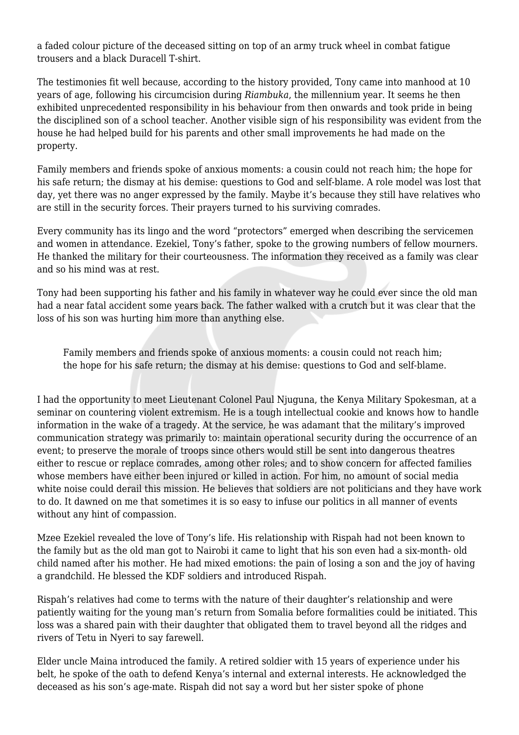a faded colour picture of the deceased sitting on top of an army truck wheel in combat fatigue trousers and a black Duracell T-shirt.

The testimonies fit well because, according to the history provided, Tony came into manhood at 10 years of age, following his circumcision during *Riambuka*, the millennium year. It seems he then exhibited unprecedented responsibility in his behaviour from then onwards and took pride in being the disciplined son of a school teacher. Another visible sign of his responsibility was evident from the house he had helped build for his parents and other small improvements he had made on the property.

Family members and friends spoke of anxious moments: a cousin could not reach him; the hope for his safe return; the dismay at his demise: questions to God and self-blame. A role model was lost that day, yet there was no anger expressed by the family. Maybe it's because they still have relatives who are still in the security forces. Their prayers turned to his surviving comrades.

Every community has its lingo and the word "protectors" emerged when describing the servicemen and women in attendance. Ezekiel, Tony's father, spoke to the growing numbers of fellow mourners. He thanked the military for their courteousness. The information they received as a family was clear and so his mind was at rest.

Tony had been supporting his father and his family in whatever way he could ever since the old man had a near fatal accident some years back. The father walked with a crutch but it was clear that the loss of his son was hurting him more than anything else.

> Family members and friends spoke of anxious moments: a cousin could not reach him; the hope for his safe return; the dismay at his demise: questions to God and self-blame.

I had the opportunity to meet Lieutenant Colonel Paul Njuguna, the Kenya Military Spokesman, at a seminar on countering violent extremism. He is a tough intellectual cookie and knows how to handle information in the wake of a tragedy. At the service, he was adamant that the military's improved communication strategy was primarily to: maintain operational security during the occurrence of an event; to preserve the morale of troops since others would still be sent into dangerous theatres either to rescue or replace comrades, among other roles; and to show concern for affected families whose members have either been injured or killed in action. For him, no amount of social media white noise could derail this mission. He believes that soldiers are not politicians and they have work to do. It dawned on me that sometimes it is so easy to infuse our politics in all manner of events without any hint of compassion.

Mzee Ezekiel revealed the love of Tony's life. His relationship with Rispah had not been known to the family but as the old man got to Nairobi it came to light that his son even had a six-month- old child named after his mother. He had mixed emotions: the pain of losing a son and the joy of having a grandchild. He blessed the KDF soldiers and introduced Rispah.

Rispah's relatives had come to terms with the nature of their daughter's relationship and were patiently waiting for the young man's return from Somalia before formalities could be initiated. This loss was a shared pain with their daughter that obligated them to travel beyond all the ridges and rivers of Tetu in Nyeri to say farewell.

Elder uncle Maina introduced the family. A retired soldier with 15 years of experience under his belt, he spoke of the oath to defend Kenya's internal and external interests. He acknowledged the deceased as his son's age-mate. Rispah did not say a word but her sister spoke of phone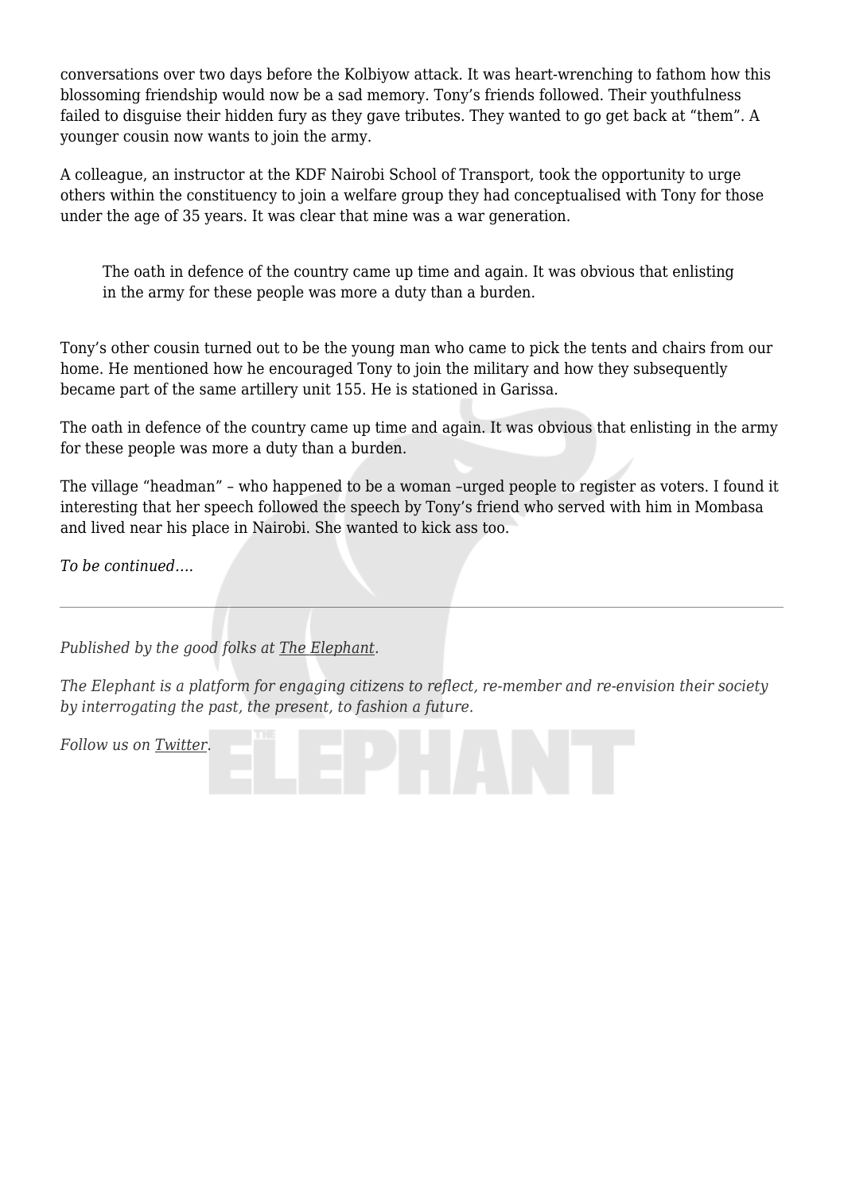conversations over two days before the Kolbiyow attack. It was heart-wrenching to fathom how this blossoming friendship would now be a sad memory. Tony's friends followed. Their youthfulness failed to disguise their hidden fury as they gave tributes. They wanted to go get back at "them". A younger cousin now wants to join the army.

A colleague, an instructor at the KDF Nairobi School of Transport, took the opportunity to urge others within the constituency to join a welfare group they had conceptualised with Tony for those under the age of 35 years. It was clear that mine was a war generation.

> The oath in defence of the country came up time and again. It was obvious that enlisting in the army for these people was more a duty than a burden.

Tony's other cousin turned out to be the young man who came to pick the tents and chairs from our home. He mentioned how he encouraged Tony to join the military and how they subsequently became part of the same artillery unit 155. He is stationed in Garissa.

The oath in defence of the country came up time and again. It was obvious that enlisting in the army for these people was more a duty than a burden.

The village "headman" – who happened to be a woman –urged people to register as voters. I found it interesting that her speech followed the speech by Tony's friend who served with him in Mombasa and lived near his place in Nairobi. She wanted to kick ass too.

*To be continued….*

---

*Published by the good folks at The Elephant.*

*The Elephant is a platform for engaging citizens to reflect, re-member and re-envision their society by interrogating the past, the present, to fashion a future.*

*Follow us on Twitter.*